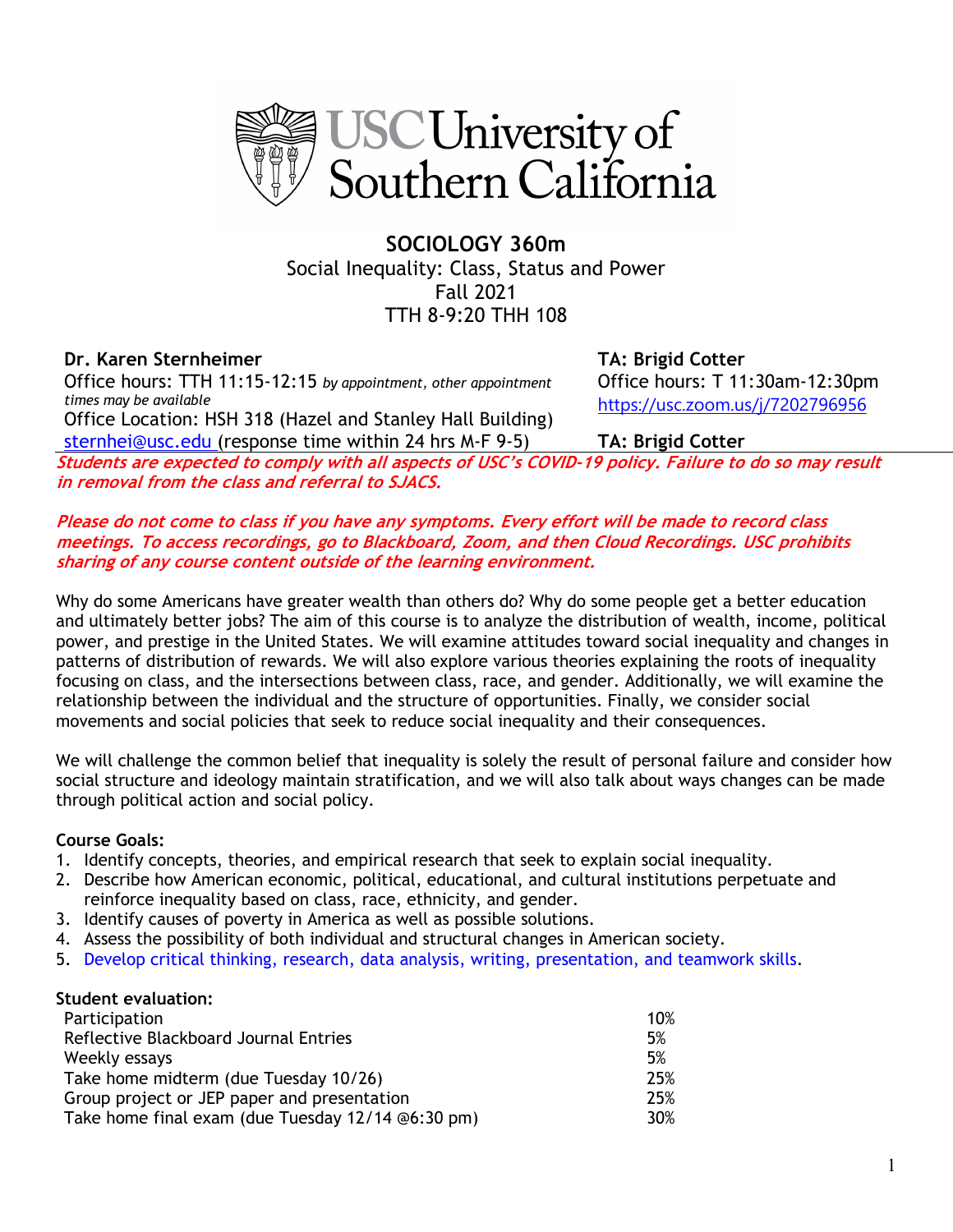# SOCIOLOGY 360m

Social Inequality: Class, Status and Power
Fall 2021
TTH 8-9:20 THH 108

**Dr. Karen Sternheimer**
Office hours: TTH 11:15-12:15 *by appointment, other appointment times may be available*
Office Location: HSH 318 (Hazel and Stanley Hall Building)
sternhei@usc.edu (response time within 24 hrs M-F 9-5)

**TA: Brigid Cotter**
Office hours: T 11:30am-12:30pm
https://usc.zoom.us/j/7202796956

**TA: Brigid Cotter**

***Students are expected to comply with all aspects of USC's COVID-19 policy. Failure to do so may result in removal from the class and referral to SJACS.***

***Please do not come to class if you have any symptoms. Every effort will be made to record class meetings. To access recordings, go to Blackboard, Zoom, and then Cloud Recordings. USC prohibits sharing of any course content outside of the learning environment.***

Why do some Americans have greater wealth than others do? Why do some people get a better education and ultimately better jobs? The aim of this course is to analyze the distribution of wealth, income, political power, and prestige in the United States. We will examine attitudes toward social inequality and changes in patterns of distribution of rewards. We will also explore various theories explaining the roots of inequality focusing on class, and the intersections between class, race, and gender. Additionally, we will examine the relationship between the individual and the structure of opportunities. Finally, we consider social movements and social policies that seek to reduce social inequality and their consequences.

We will challenge the common belief that inequality is solely the result of personal failure and consider how social structure and ideology maintain stratification, and we will also talk about ways changes can be made through political action and social policy.

**Course Goals:**

1. Identify concepts, theories, and empirical research that seek to explain social inequality.
2. Describe how American economic, political, educational, and cultural institutions perpetuate and reinforce inequality based on class, race, ethnicity, and gender.
3. Identify causes of poverty in America as well as possible solutions.
4. Assess the possibility of both individual and structural changes in American society.
5. Develop critical thinking, research, data analysis, writing, presentation, and teamwork skills.

**Student evaluation:**

| | |
|---|---|
| Participation | 10% |
| Reflective Blackboard Journal Entries | 5% |
| Weekly essays | 5% |
| Take home midterm (due Tuesday 10/26) | 25% |
| Group project or JEP paper and presentation | 25% |
| Take home final exam (due Tuesday 12/14 @6:30 pm) | 30% |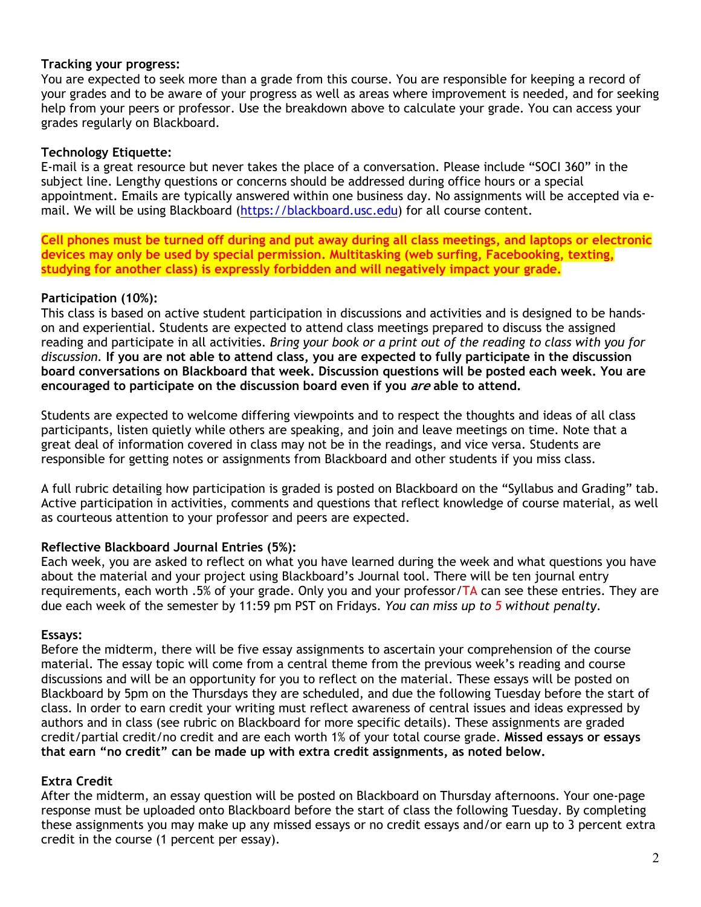**Tracking your progress:**
You are expected to seek more than a grade from this course. You are responsible for keeping a record of your grades and to be aware of your progress as well as areas where improvement is needed, and for seeking help from your peers or professor. Use the breakdown above to calculate your grade. You can access your grades regularly on Blackboard.

**Technology Etiquette:**
E-mail is a great resource but never takes the place of a conversation. Please include "SOCI 360" in the subject line. Lengthy questions or concerns should be addressed during office hours or a special appointment. Emails are typically answered within one business day. No assignments will be accepted via e-mail. We will be using Blackboard (https://blackboard.usc.edu) for all course content.

**Cell phones must be turned off during and put away during all class meetings, and laptops or electronic devices may only be used by special permission. Multitasking (web surfing, Facebooking, texting, studying for another class) is expressly forbidden and will negatively impact your grade.**

**Participation (10%):**
This class is based on active student participation in discussions and activities and is designed to be hands-on and experiential. Students are expected to attend class meetings prepared to discuss the assigned reading and participate in all activities. *Bring your book or a print out of the reading to class with you for discussion.* **If you are not able to attend class, you are expected to fully participate in the discussion board conversations on Blackboard that week. Discussion questions will be posted each week. You are encouraged to participate on the discussion board even if you *are* able to attend.**

Students are expected to welcome differing viewpoints and to respect the thoughts and ideas of all class participants, listen quietly while others are speaking, and join and leave meetings on time. Note that a great deal of information covered in class may not be in the readings, and vice versa. Students are responsible for getting notes or assignments from Blackboard and other students if you miss class.

A full rubric detailing how participation is graded is posted on Blackboard on the "Syllabus and Grading" tab. Active participation in activities, comments and questions that reflect knowledge of course material, as well as courteous attention to your professor and peers are expected.

**Reflective Blackboard Journal Entries (5%):**
Each week, you are asked to reflect on what you have learned during the week and what questions you have about the material and your project using Blackboard's Journal tool. There will be ten journal entry requirements, each worth .5% of your grade. Only you and your professor/TA can see these entries. They are due each week of the semester by 11:59 pm PST on Fridays. *You can miss up to 5 without penalty.*

**Essays:**
Before the midterm, there will be five essay assignments to ascertain your comprehension of the course material. The essay topic will come from a central theme from the previous week's reading and course discussions and will be an opportunity for you to reflect on the material. These essays will be posted on Blackboard by 5pm on the Thursdays they are scheduled, and due the following Tuesday before the start of class. In order to earn credit your writing must reflect awareness of central issues and ideas expressed by authors and in class (see rubric on Blackboard for more specific details). These assignments are graded credit/partial credit/no credit and are each worth 1% of your total course grade. **Missed essays or essays that earn "no credit" can be made up with extra credit assignments, as noted below.**

**Extra Credit**
After the midterm, an essay question will be posted on Blackboard on Thursday afternoons. Your one-page response must be uploaded onto Blackboard before the start of class the following Tuesday. By completing these assignments you may make up any missed essays or no credit essays and/or earn up to 3 percent extra credit in the course (1 percent per essay).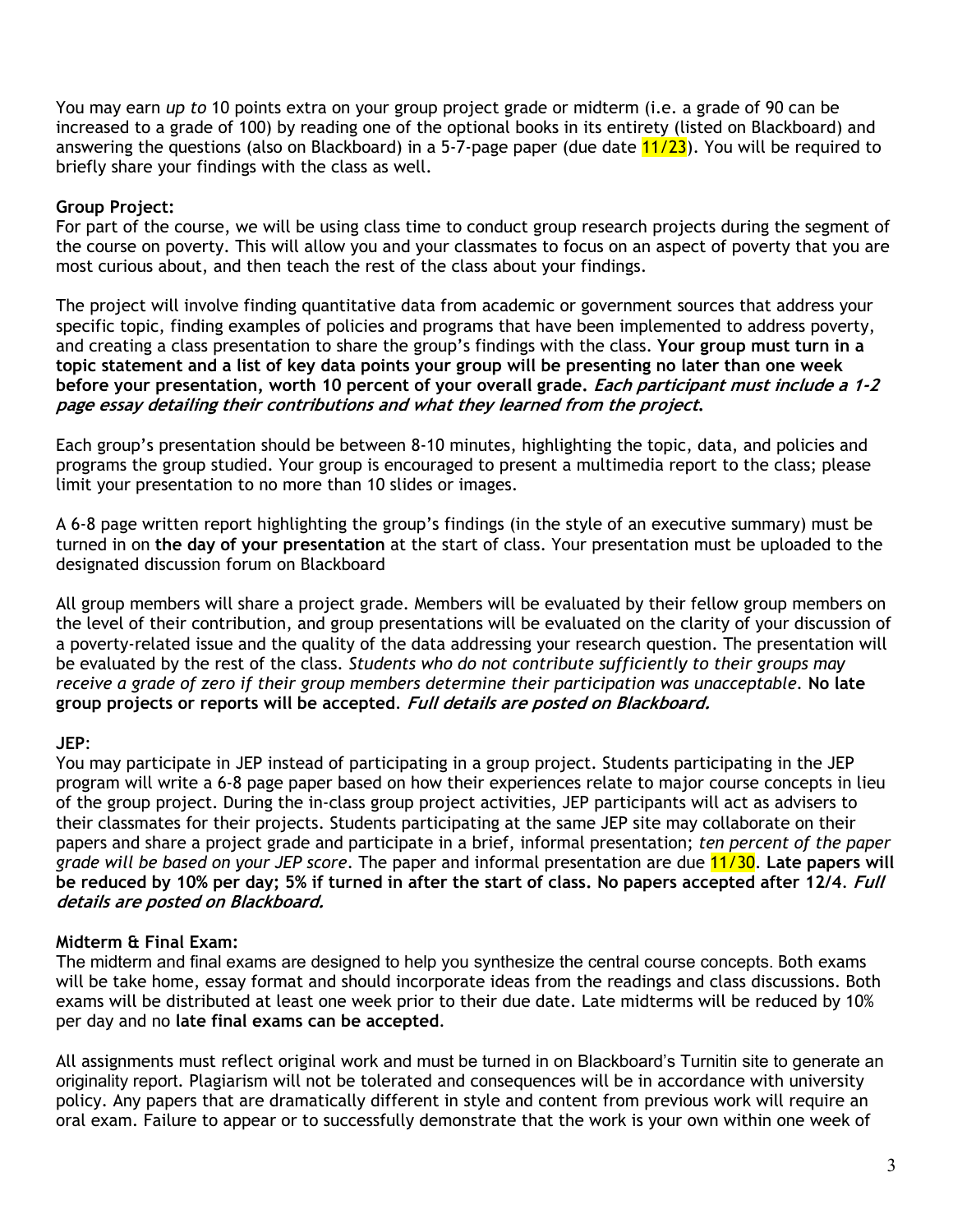You may earn *up to* 10 points extra on your group project grade or midterm (i.e. a grade of 90 can be increased to a grade of 100) by reading one of the optional books in its entirety (listed on Blackboard) and answering the questions (also on Blackboard) in a 5-7-page paper (due date 11/23). You will be required to briefly share your findings with the class as well.

**Group Project:**
For part of the course, we will be using class time to conduct group research projects during the segment of the course on poverty. This will allow you and your classmates to focus on an aspect of poverty that you are most curious about, and then teach the rest of the class about your findings.

The project will involve finding quantitative data from academic or government sources that address your specific topic, finding examples of policies and programs that have been implemented to address poverty, and creating a class presentation to share the group's findings with the class. **Your group must turn in a topic statement and a list of key data points your group will be presenting no later than one week before your presentation, worth 10 percent of your overall grade.** ***Each participant must include a 1-2 page essay detailing their contributions and what they learned from the project.***

Each group's presentation should be between 8-10 minutes, highlighting the topic, data, and policies and programs the group studied. Your group is encouraged to present a multimedia report to the class; please limit your presentation to no more than 10 slides or images.

A 6-8 page written report highlighting the group's findings (in the style of an executive summary) must be turned in on **the day of your presentation** at the start of class. Your presentation must be uploaded to the designated discussion forum on Blackboard

All group members will share a project grade. Members will be evaluated by their fellow group members on the level of their contribution, and group presentations will be evaluated on the clarity of your discussion of a poverty-related issue and the quality of the data addressing your research question. The presentation will be evaluated by the rest of the class. *Students who do not contribute sufficiently to their groups may receive a grade of zero if their group members determine their participation was unacceptable.* **No late group projects or reports will be accepted**. ***Full details are posted on Blackboard.***

**JEP**:
You may participate in JEP instead of participating in a group project. Students participating in the JEP program will write a 6-8 page paper based on how their experiences relate to major course concepts in lieu of the group project. During the in-class group project activities, JEP participants will act as advisers to their classmates for their projects. Students participating at the same JEP site may collaborate on their papers and share a project grade and participate in a brief, informal presentation; *ten percent of the paper grade will be based on your JEP score*. The paper and informal presentation are due 11/30. **Late papers will be reduced by 10% per day; 5% if turned in after the start of class. No papers accepted after 12/4**. ***Full details are posted on Blackboard.***

**Midterm & Final Exam:**
The midterm and final exams are designed to help you synthesize the central course concepts. Both exams will be take home, essay format and should incorporate ideas from the readings and class discussions. Both exams will be distributed at least one week prior to their due date. Late midterms will be reduced by 10% per day and no **late final exams can be accepted**.

All assignments must reflect original work and must be turned in on Blackboard's Turnitin site to generate an originality report. Plagiarism will not be tolerated and consequences will be in accordance with university policy. Any papers that are dramatically different in style and content from previous work will require an oral exam. Failure to appear or to successfully demonstrate that the work is your own within one week of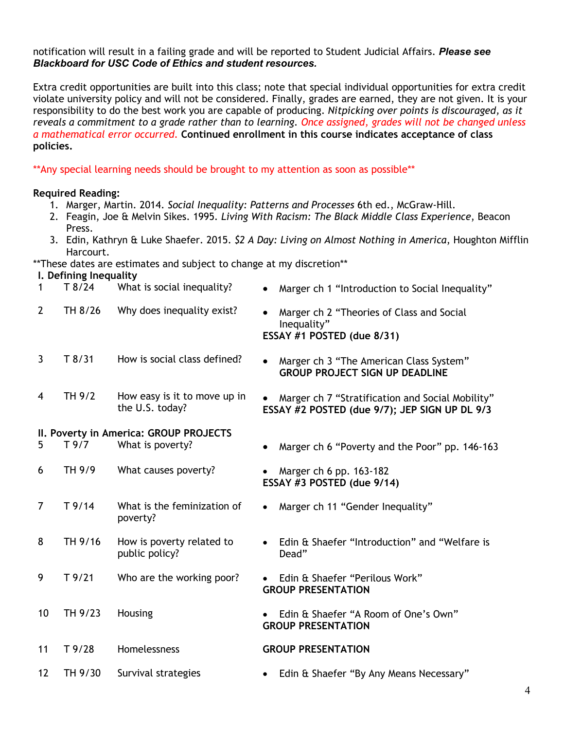notification will result in a failing grade and will be reported to Student Judicial Affairs. ***Please see Blackboard for USC Code of Ethics and student resources.***

Extra credit opportunities are built into this class; note that special individual opportunities for extra credit violate university policy and will not be considered. Finally, grades are earned, they are not given. It is your responsibility to do the best work you are capable of producing. *Nitpicking over points is discouraged, as it reveals a commitment to a grade rather than to learning. Once assigned, grades will not be changed unless a mathematical error occurred.* **Continued enrollment in this course indicates acceptance of class policies.**

**Any special learning needs should be brought to my attention as soon as possible**

**Required Reading:**

1. Marger, Martin. 2014. *Social Inequality: Patterns and Processes* 6th ed., McGraw-Hill.
2. Feagin, Joe & Melvin Sikes. 1995. *Living With Racism: The Black Middle Class Experience*, Beacon Press.
3. Edin, Kathryn & Luke Shaefer. 2015. *$2 A Day: Living on Almost Nothing in America*, Houghton Mifflin Harcourt.

**These dates are estimates and subject to change at my discretion**

**I. Defining Inequality**

| # | Date | Topic | Reading / Due |
|---|---|---|---|
| 1 | T 8/24 | What is social inequality? | • Marger ch 1 "Introduction to Social Inequality" |
| 2 | TH 8/26 | Why does inequality exist? | • Marger ch 2 "Theories of Class and Social Inequality" **ESSAY #1 POSTED (due 8/31)** |
| 3 | T 8/31 | How is social class defined? | • Marger ch 3 "The American Class System" **GROUP PROJECT SIGN UP DEADLINE** |
| 4 | TH 9/2 | How easy is it to move up in the U.S. today? | • Marger ch 7 "Stratification and Social Mobility" **ESSAY #2 POSTED (due 9/7); JEP SIGN UP DL 9/3** |

**II. Poverty in America: GROUP PROJECTS**

| # | Date | Topic | Reading / Due |
|---|---|---|---|
| 5 | T 9/7 | What is poverty? | • Marger ch 6 "Poverty and the Poor" pp. 146-163 |
| 6 | TH 9/9 | What causes poverty? | • Marger ch 6 pp. 163-182 **ESSAY #3 POSTED (due 9/14)** |
| 7 | T 9/14 | What is the feminization of poverty? | • Marger ch 11 "Gender Inequality" |
| 8 | TH 9/16 | How is poverty related to public policy? | • Edin & Shaefer "Introduction" and "Welfare is Dead" |
| 9 | T 9/21 | Who are the working poor? | • Edin & Shaefer "Perilous Work" **GROUP PRESENTATION** |
| 10 | TH 9/23 | Housing | • Edin & Shaefer "A Room of One's Own" **GROUP PRESENTATION** |
| 11 | T 9/28 | Homelessness | **GROUP PRESENTATION** |
| 12 | TH 9/30 | Survival strategies | • Edin & Shaefer "By Any Means Necessary" |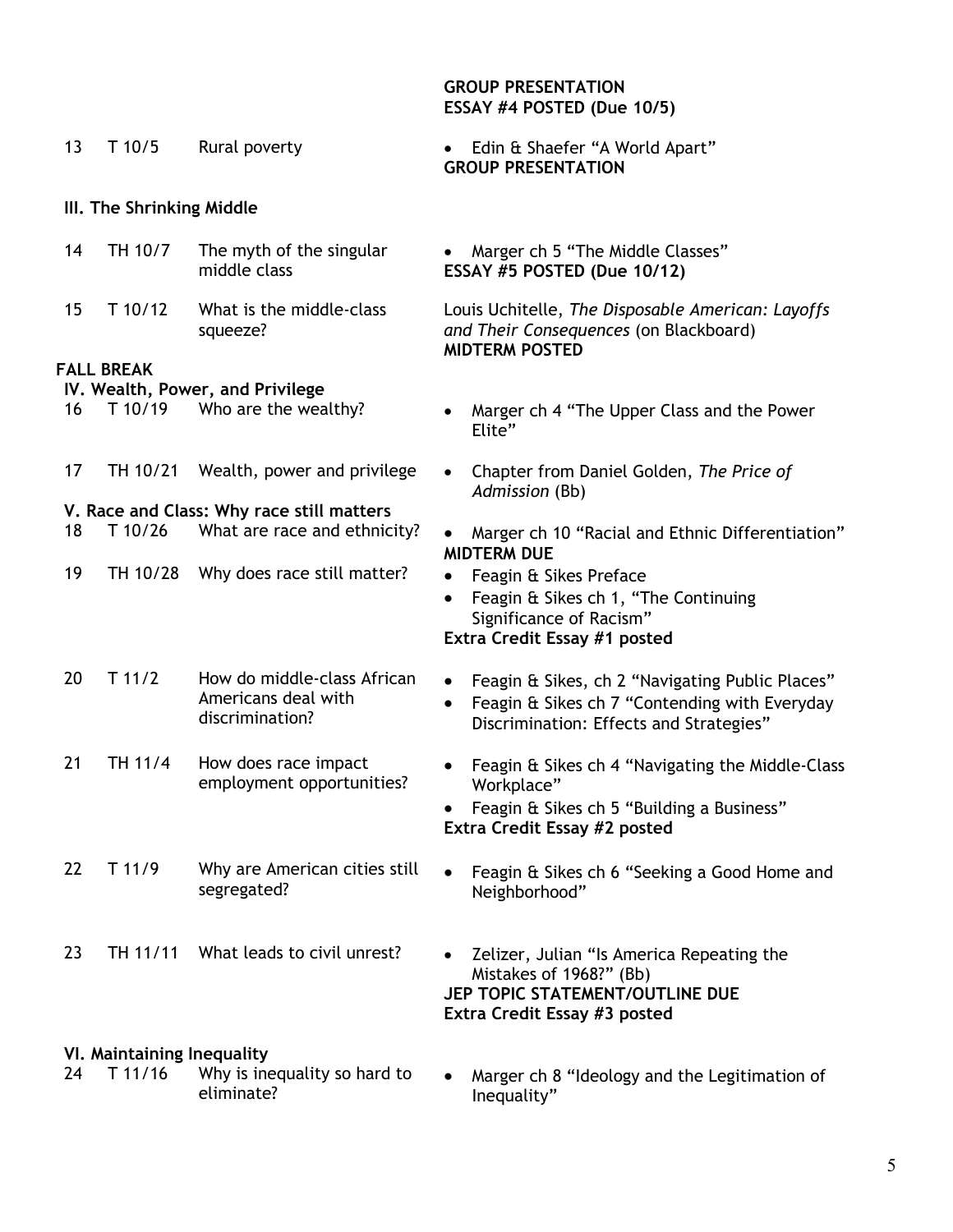| | | | |
|---|---|---|---|
| | | | **GROUP PRESENTATION**<br>**ESSAY #4 POSTED (Due 10/5)** |
| 13 | T 10/5 | Rural poverty | • Edin & Shaefer "A World Apart"<br>**GROUP PRESENTATION** |
| **III. The Shrinking Middle** | | | |
| 14 | TH 10/7 | The myth of the singular middle class | • Marger ch 5 "The Middle Classes"<br>**ESSAY #5 POSTED (Due 10/12)** |
| 15 | T 10/12 | What is the middle-class squeeze? | Louis Uchitelle, *The Disposable American: Layoffs and Their Consequences* (on Blackboard)<br>**MIDTERM POSTED** |
| **FALL BREAK** | | | |
| **IV. Wealth, Power, and Privilege** | | | |
| 16 | T 10/19 | Who are the wealthy? | • Marger ch 4 "The Upper Class and the Power Elite" |
| 17 | TH 10/21 | Wealth, power and privilege | • Chapter from Daniel Golden, *The Price of Admission* (Bb) |
| **V. Race and Class: Why race still matters** | | | |
| 18 | T 10/26 | What are race and ethnicity? | • Marger ch 10 "Racial and Ethnic Differentiation"<br>**MIDTERM DUE** |
| 19 | TH 10/28 | Why does race still matter? | • Feagin & Sikes Preface<br>• Feagin & Sikes ch 1, "The Continuing Significance of Racism"<br>**Extra Credit Essay #1 posted** |
| 20 | T 11/2 | How do middle-class African Americans deal with discrimination? | • Feagin & Sikes, ch 2 "Navigating Public Places"<br>• Feagin & Sikes ch 7 "Contending with Everyday Discrimination: Effects and Strategies" |
| 21 | TH 11/4 | How does race impact employment opportunities? | • Feagin & Sikes ch 4 "Navigating the Middle-Class Workplace"<br>• Feagin & Sikes ch 5 "Building a Business"<br>**Extra Credit Essay #2 posted** |
| 22 | T 11/9 | Why are American cities still segregated? | • Feagin & Sikes ch 6 "Seeking a Good Home and Neighborhood" |
| 23 | TH 11/11 | What leads to civil unrest? | • Zelizer, Julian "Is America Repeating the Mistakes of 1968?" (Bb)<br>**JEP TOPIC STATEMENT/OUTLINE DUE**<br>**Extra Credit Essay #3 posted** |
| **VI. Maintaining Inequality** | | | |
| 24 | T 11/16 | Why is inequality so hard to eliminate? | • Marger ch 8 "Ideology and the Legitimation of Inequality" |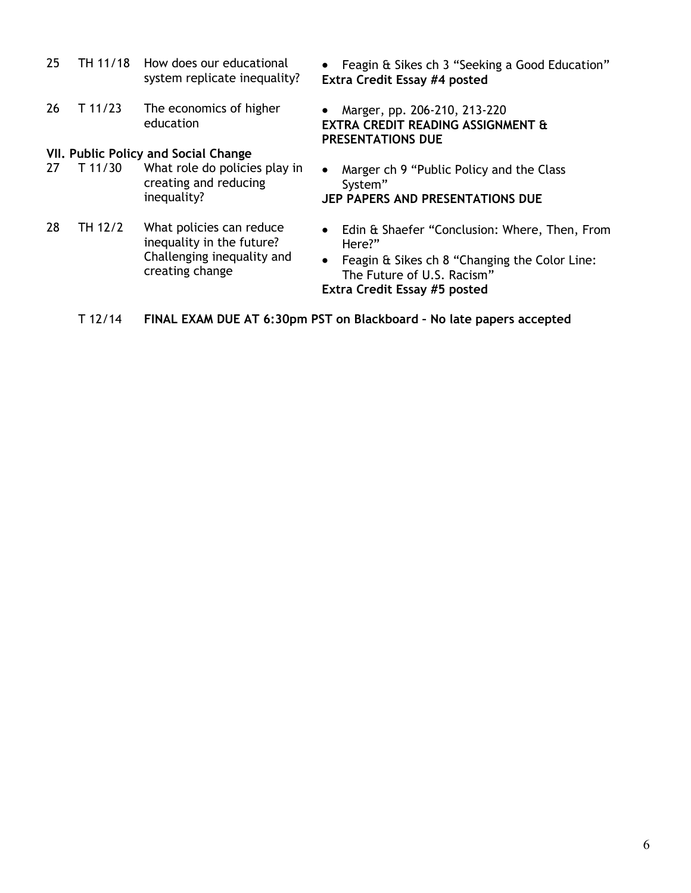| | | | |
|---|---|---|---|
| 25 | TH 11/18 | How does our educational system replicate inequality? | • Feagin & Sikes ch 3 "Seeking a Good Education"<br>**Extra Credit Essay #4 posted** |
| 26 | T 11/23 | The economics of higher education | • Marger, pp. 206-210, 213-220<br>**EXTRA CREDIT READING ASSIGNMENT & PRESENTATIONS DUE** |

**VII. Public Policy and Social Change**

| | | | |
|---|---|---|---|
| 27 | T 11/30 | What role do policies play in creating and reducing inequality? | • Marger ch 9 "Public Policy and the Class System"<br>**JEP PAPERS AND PRESENTATIONS DUE** |
| 28 | TH 12/2 | What policies can reduce inequality in the future? Challenging inequality and creating change | • Edin & Shaefer "Conclusion: Where, Then, From Here?"<br>• Feagin & Sikes ch 8 "Changing the Color Line: The Future of U.S. Racism"<br>**Extra Credit Essay #5 posted** |

T 12/14 **FINAL EXAM DUE AT 6:30pm PST on Blackboard – No late papers accepted**